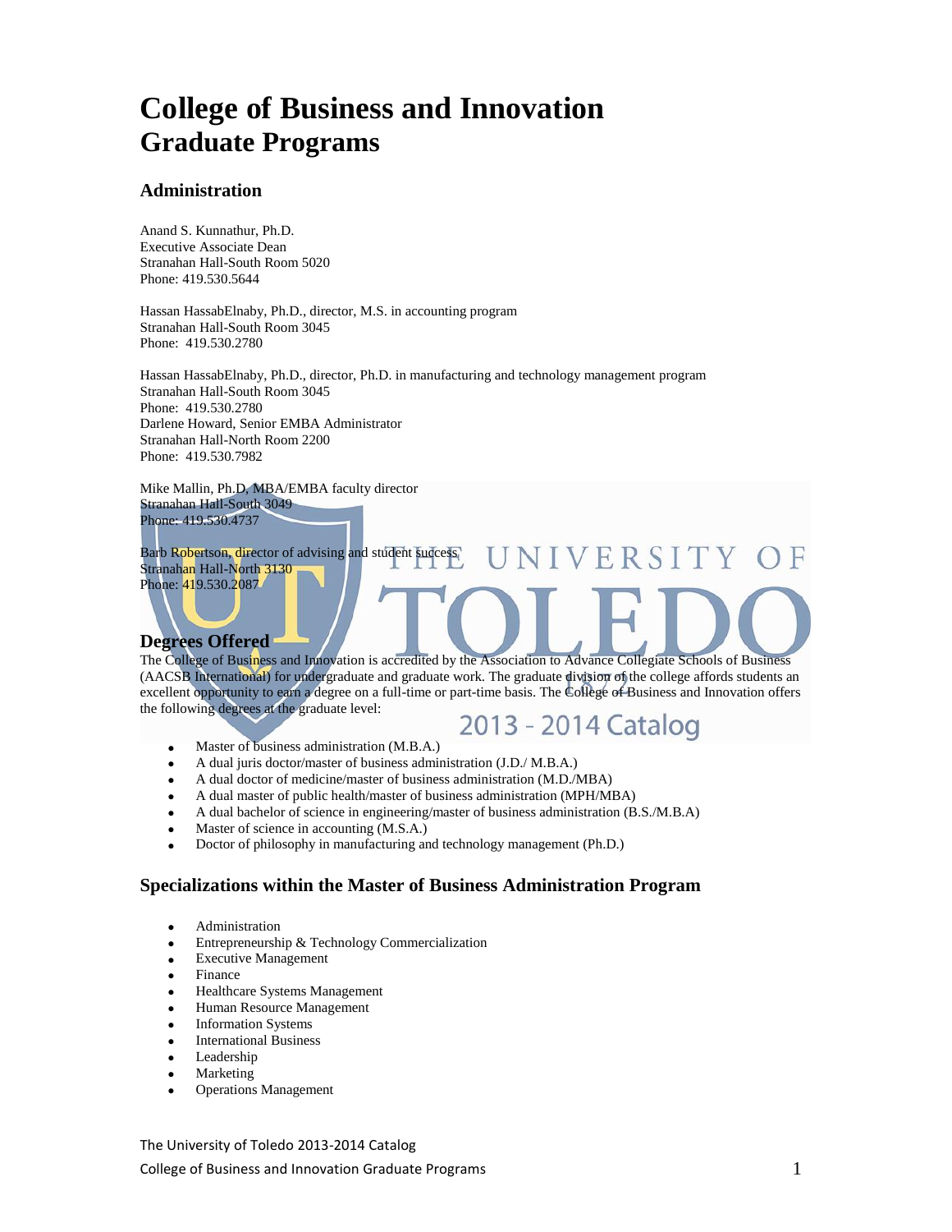# College of Business and Innovation
## Graduate Programs

### Administration

Anand S. Kunnathur, Ph.D.
Executive Associate Dean
Stranahan Hall-South Room 5020
Phone: 419.530.5644

Hassan HassabElnaby, Ph.D., director, M.S. in accounting program
Stranahan Hall-South Room 3045
Phone: 419.530.2780

Hassan HassabElnaby, Ph.D., director, Ph.D. in manufacturing and technology management program
Stranahan Hall-South Room 3045
Phone: 419.530.2780
Darlene Howard, Senior EMBA Administrator
Stranahan Hall-North Room 2200
Phone: 419.530.7982

Mike Mallin, Ph.D, MBA/EMBA faculty director
Stranahan Hall-South 3049
Phone: 419.530.4737

Barb Robertson, director of advising and student success
Stranahan Hall-North 3130
Phone: 419.530.2087

### Degrees Offered

The College of Business and Innovation is accredited by the Association to Advance Collegiate Schools of Business (AACSB International) for undergraduate and graduate work. The graduate division of the college affords students an excellent opportunity to earn a degree on a full-time or part-time basis. The College of Business and Innovation offers the following degrees at the graduate level:

- Master of business administration (M.B.A.)
- A dual juris doctor/master of business administration (J.D./ M.B.A.)
- A dual doctor of medicine/master of business administration (M.D./MBA)
- A dual master of public health/master of business administration (MPH/MBA)
- A dual bachelor of science in engineering/master of business administration (B.S./M.B.A)
- Master of science in accounting (M.S.A.)
- Doctor of philosophy in manufacturing and technology management (Ph.D.)

### Specializations within the Master of Business Administration Program

- Administration
- Entrepreneurship & Technology Commercialization
- Executive Management
- Finance
- Healthcare Systems Management
- Human Resource Management
- Information Systems
- International Business
- Leadership
- Marketing
- Operations Management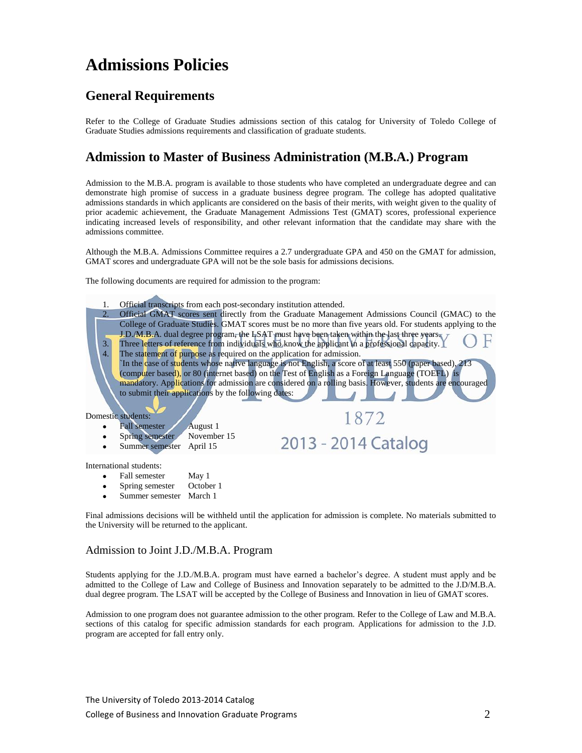# Admissions Policies

## General Requirements

Refer to the College of Graduate Studies admissions section of this catalog for University of Toledo College of Graduate Studies admissions requirements and classification of graduate students.

## Admission to Master of Business Administration (M.B.A.) Program

Admission to the M.B.A. program is available to those students who have completed an undergraduate degree and can demonstrate high promise of success in a graduate business degree program. The college has adopted qualitative admissions standards in which applicants are considered on the basis of their merits, with weight given to the quality of prior academic achievement, the Graduate Management Admissions Test (GMAT) scores, professional experience indicating increased levels of responsibility, and other relevant information that the candidate may share with the admissions committee.

Although the M.B.A. Admissions Committee requires a 2.7 undergraduate GPA and 450 on the GMAT for admission, GMAT scores and undergraduate GPA will not be the sole basis for admissions decisions.

The following documents are required for admission to the program:

1. Official transcripts from each post-secondary institution attended.
2. Official GMAT scores sent directly from the Graduate Management Admissions Council (GMAC) to the College of Graduate Studies. GMAT scores must be no more than five years old. For students applying to the J.D./M.B.A. dual degree program, the LSAT must have been taken within the last three years.
3. Three letters of reference from individuals who know the applicant in a professional capacity.
4. The statement of purpose as required on the application for admission.
   `In the case of students whose native language is not English, a score of at least 550 (paper based), 213 (computer based), or 80 (internet based) on the Test of English as a Foreign Language (TOEFL) is mandatory. Applications for admission are considered on a rolling basis. However, students are encouraged to submit their applications by the following dates:

Domestic students:

- Fall semester August 1
- Spring semester November 15
- Summer semester April 15

International students:

- Fall semester May 1
- Spring semester October 1
- Summer semester March 1

Final admissions decisions will be withheld until the application for admission is complete. No materials submitted to the University will be returned to the applicant.

### Admission to Joint J.D./M.B.A. Program

Students applying for the J.D./M.B.A. program must have earned a bachelor's degree. A student must apply and be admitted to the College of Law and College of Business and Innovation separately to be admitted to the J.D/M.B.A. dual degree program. The LSAT will be accepted by the College of Business and Innovation in lieu of GMAT scores.

Admission to one program does not guarantee admission to the other program. Refer to the College of Law and M.B.A. sections of this catalog for specific admission standards for each program. Applications for admission to the J.D. program are accepted for fall entry only.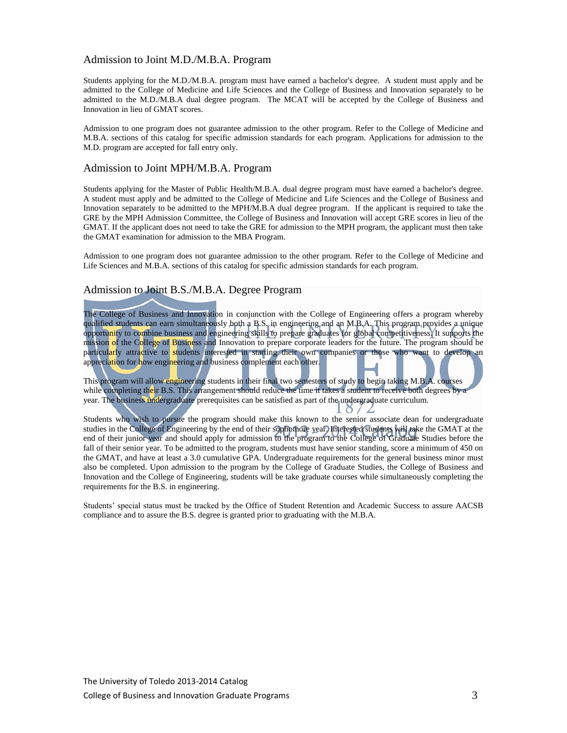## Admission to Joint M.D./M.B.A. Program

Students applying for the M.D./M.B.A. program must have earned a bachelor's degree. A student must apply and be admitted to the College of Medicine and Life Sciences and the College of Business and Innovation separately to be admitted to the M.D./M.B.A dual degree program. The MCAT will be accepted by the College of Business and Innovation in lieu of GMAT scores.

Admission to one program does not guarantee admission to the other program. Refer to the College of Medicine and M.B.A. sections of this catalog for specific admission standards for each program. Applications for admission to the M.D. program are accepted for fall entry only.

## Admission to Joint MPH/M.B.A. Program

Students applying for the Master of Public Health/M.B.A. dual degree program must have earned a bachelor's degree. A student must apply and be admitted to the College of Medicine and Life Sciences and the College of Business and Innovation separately to be admitted to the MPH/M.B.A dual degree program. If the applicant is required to take the GRE by the MPH Admission Committee, the College of Business and Innovation will accept GRE scores in lieu of the GMAT. If the applicant does not need to take the GRE for admission to the MPH program, the applicant must then take the GMAT examination for admission to the MBA Program.

Admission to one program does not guarantee admission to the other program. Refer to the College of Medicine and Life Sciences and M.B.A. sections of this catalog for specific admission standards for each program.

## Admission to Joint B.S./M.B.A. Degree Program

The College of Business and Innovation in conjunction with the College of Engineering offers a program whereby qualified students can earn simultaneously both a B.S. in engineering and an M.B.A. This program provides a unique opportunity to combine business and engineering skills to prepare graduates for global competitiveness. It supports the mission of the College of Business and Innovation to prepare corporate leaders for the future. The program should be particularly attractive to students interested in starting their own companies or those who want to develop an appreciation for how engineering and business complement each other.

This program will allow engineering students in their final two semesters of study to begin taking M.B.A. courses while completing their B.S. This arrangement should reduce the time it takes a student to receive both degrees by a year. The business undergraduate prerequisites can be satisfied as part of the undergraduate curriculum.

Students who wish to pursue the program should make this known to the senior associate dean for undergraduate studies in the College of Engineering by the end of their sophomore year. Interested students will take the GMAT at the end of their junior year and should apply for admission to the program to the College of Graduate Studies before the fall of their senior year. To be admitted to the program, students must have senior standing, score a minimum of 450 on the GMAT, and have at least a 3.0 cumulative GPA. Undergraduate requirements for the general business minor must also be completed. Upon admission to the program by the College of Graduate Studies, the College of Business and Innovation and the College of Engineering, students will be take graduate courses while simultaneously completing the requirements for the B.S. in engineering.

Students' special status must be tracked by the Office of Student Retention and Academic Success to assure AACSB compliance and to assure the B.S. degree is granted prior to graduating with the M.B.A.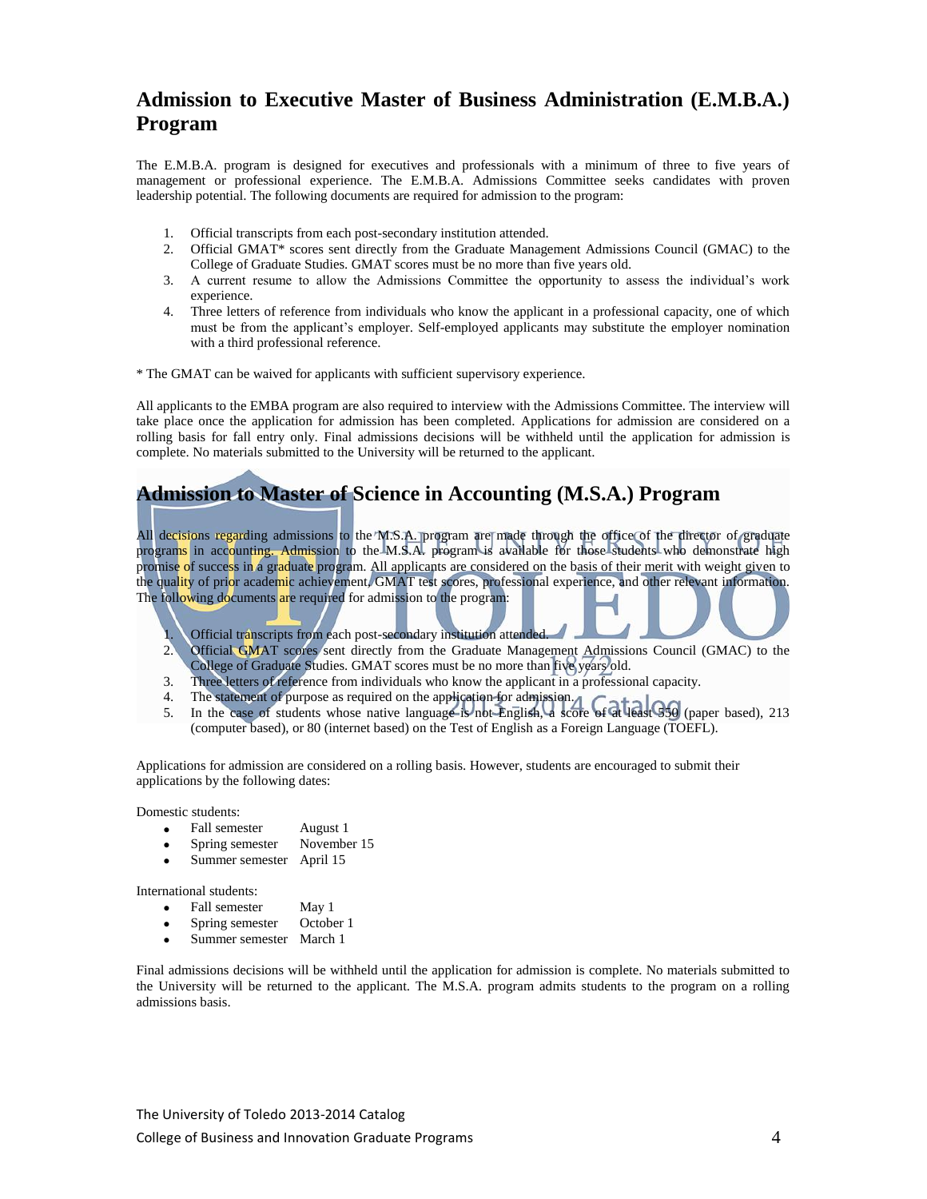## Admission to Executive Master of Business Administration (E.M.B.A.) Program

The E.M.B.A. program is designed for executives and professionals with a minimum of three to five years of management or professional experience. The E.M.B.A. Admissions Committee seeks candidates with proven leadership potential. The following documents are required for admission to the program:

1. Official transcripts from each post-secondary institution attended.
2. Official GMAT* scores sent directly from the Graduate Management Admissions Council (GMAC) to the College of Graduate Studies. GMAT scores must be no more than five years old.
3. A current resume to allow the Admissions Committee the opportunity to assess the individual's work experience.
4. Three letters of reference from individuals who know the applicant in a professional capacity, one of which must be from the applicant's employer. Self-employed applicants may substitute the employer nomination with a third professional reference.

* The GMAT can be waived for applicants with sufficient supervisory experience.

All applicants to the EMBA program are also required to interview with the Admissions Committee. The interview will take place once the application for admission has been completed. Applications for admission are considered on a rolling basis for fall entry only. Final admissions decisions will be withheld until the application for admission is complete. No materials submitted to the University will be returned to the applicant.

## Admission to Master of Science in Accounting (M.S.A.) Program

All decisions regarding admissions to the M.S.A. program are made through the office of the director of graduate programs in accounting. Admission to the M.S.A. program is available for those students who demonstrate high promise of success in a graduate program. All applicants are considered on the basis of their merit with weight given to the quality of prior academic achievement, GMAT test scores, professional experience, and other relevant information. The following documents are required for admission to the program:

1. Official transcripts from each post-secondary institution attended.
2. Official GMAT scores sent directly from the Graduate Management Admissions Council (GMAC) to the College of Graduate Studies. GMAT scores must be no more than five years old.
3. Three letters of reference from individuals who know the applicant in a professional capacity.
4. The statement of purpose as required on the application for admission.
5. In the case of students whose native language is not English, a score of at least 550 (paper based), 213 (computer based), or 80 (internet based) on the Test of English as a Foreign Language (TOEFL).

Applications for admission are considered on a rolling basis. However, students are encouraged to submit their applications by the following dates:

Domestic students:

- Fall semester August 1
- Spring semester November 15
- Summer semester April 15

International students:

- Fall semester May 1
- Spring semester October 1
- Summer semester March 1

Final admissions decisions will be withheld until the application for admission is complete. No materials submitted to the University will be returned to the applicant. The M.S.A. program admits students to the program on a rolling admissions basis.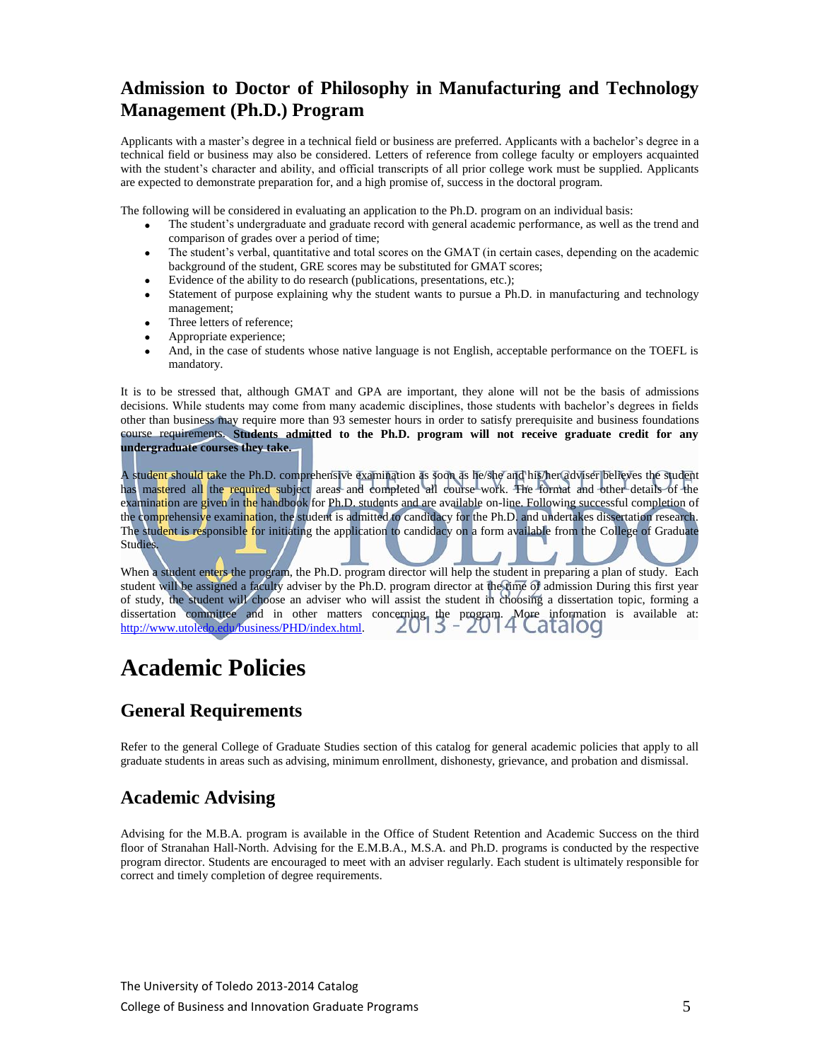## Admission to Doctor of Philosophy in Manufacturing and Technology Management (Ph.D.) Program

Applicants with a master's degree in a technical field or business are preferred. Applicants with a bachelor's degree in a technical field or business may also be considered. Letters of reference from college faculty or employers acquainted with the student's character and ability, and official transcripts of all prior college work must be supplied. Applicants are expected to demonstrate preparation for, and a high promise of, success in the doctoral program.

The following will be considered in evaluating an application to the Ph.D. program on an individual basis:

- The student's undergraduate and graduate record with general academic performance, as well as the trend and comparison of grades over a period of time;
- The student's verbal, quantitative and total scores on the GMAT (in certain cases, depending on the academic background of the student, GRE scores may be substituted for GMAT scores;
- Evidence of the ability to do research (publications, presentations, etc.);
- Statement of purpose explaining why the student wants to pursue a Ph.D. in manufacturing and technology management;
- Three letters of reference;
- Appropriate experience;
- And, in the case of students whose native language is not English, acceptable performance on the TOEFL is mandatory.

It is to be stressed that, although GMAT and GPA are important, they alone will not be the basis of admissions decisions. While students may come from many academic disciplines, those students with bachelor's degrees in fields other than business may require more than 93 semester hours in order to satisfy prerequisite and business foundations course requirements. **Students admitted to the Ph.D. program will not receive graduate credit for any undergraduate courses they take.**

A student should take the Ph.D. comprehensive examination as soon as he/she and his/her adviser believes the student has mastered all the required subject areas and completed all course work. The format and other details of the examination are given in the handbook for Ph.D. students and are available on-line. Following successful completion of the comprehensive examination, the student is admitted to candidacy for the Ph.D. and undertakes dissertation research. The student is responsible for initiating the application to candidacy on a form available from the College of Graduate Studies.

When a student enters the program, the Ph.D. program director will help the student in preparing a plan of study. Each student will be assigned a faculty adviser by the Ph.D. program director at the time of admission During this first year of study, the student will choose an adviser who will assist the student in choosing a dissertation topic, forming a dissertation committee and in other matters concerning the program. More information is available at: http://www.utoledo.edu/business/PHD/index.html.

# Academic Policies

## General Requirements

Refer to the general College of Graduate Studies section of this catalog for general academic policies that apply to all graduate students in areas such as advising, minimum enrollment, dishonesty, grievance, and probation and dismissal.

## Academic Advising

Advising for the M.B.A. program is available in the Office of Student Retention and Academic Success on the third floor of Stranahan Hall-North. Advising for the E.M.B.A., M.S.A. and Ph.D. programs is conducted by the respective program director. Students are encouraged to meet with an adviser regularly. Each student is ultimately responsible for correct and timely completion of degree requirements.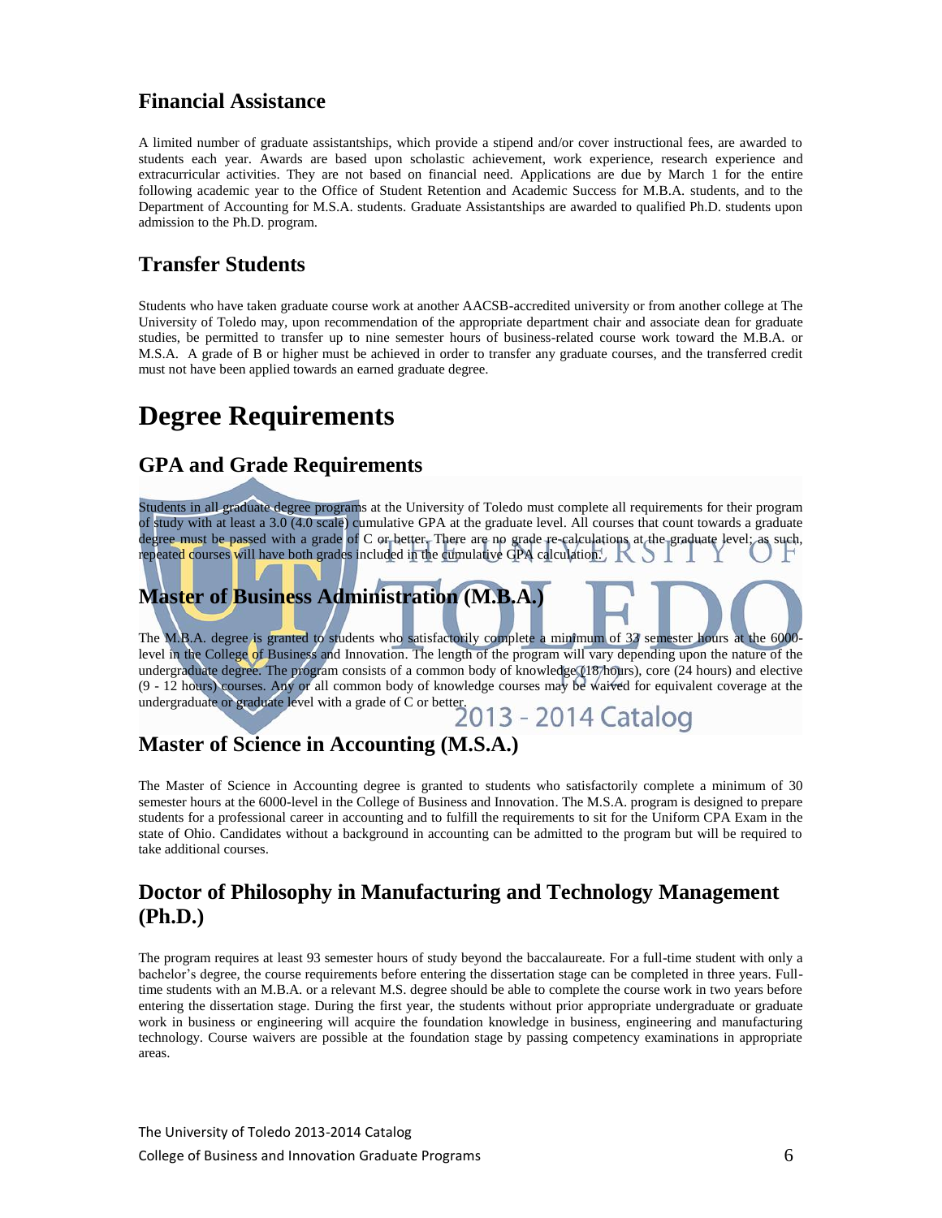## Financial Assistance

A limited number of graduate assistantships, which provide a stipend and/or cover instructional fees, are awarded to students each year. Awards are based upon scholastic achievement, work experience, research experience and extracurricular activities. They are not based on financial need. Applications are due by March 1 for the entire following academic year to the Office of Student Retention and Academic Success for M.B.A. students, and to the Department of Accounting for M.S.A. students. Graduate Assistantships are awarded to qualified Ph.D. students upon admission to the Ph.D. program.

## Transfer Students

Students who have taken graduate course work at another AACSB-accredited university or from another college at The University of Toledo may, upon recommendation of the appropriate department chair and associate dean for graduate studies, be permitted to transfer up to nine semester hours of business-related course work toward the M.B.A. or M.S.A. A grade of B or higher must be achieved in order to transfer any graduate courses, and the transferred credit must not have been applied towards an earned graduate degree.

# Degree Requirements

## GPA and Grade Requirements

Students in all graduate degree programs at the University of Toledo must complete all requirements for their program of study with at least a 3.0 (4.0 scale) cumulative GPA at the graduate level. All courses that count towards a graduate degree must be passed with a grade of C or better. There are no grade re-calculations at the graduate level; as such, repeated courses will have both grades included in the cumulative GPA calculation.

## Master of Business Administration (M.B.A.)

The M.B.A. degree is granted to students who satisfactorily complete a minimum of 33 semester hours at the 6000-level in the College of Business and Innovation. The length of the program will vary depending upon the nature of the undergraduate degree. The program consists of a common body of knowledge (18 hours), core (24 hours) and elective (9 - 12 hours) courses. Any or all common body of knowledge courses may be waived for equivalent coverage at the undergraduate or graduate level with a grade of C or better.

## Master of Science in Accounting (M.S.A.)

The Master of Science in Accounting degree is granted to students who satisfactorily complete a minimum of 30 semester hours at the 6000-level in the College of Business and Innovation. The M.S.A. program is designed to prepare students for a professional career in accounting and to fulfill the requirements to sit for the Uniform CPA Exam in the state of Ohio. Candidates without a background in accounting can be admitted to the program but will be required to take additional courses.

## Doctor of Philosophy in Manufacturing and Technology Management (Ph.D.)

The program requires at least 93 semester hours of study beyond the baccalaureate. For a full-time student with only a bachelor's degree, the course requirements before entering the dissertation stage can be completed in three years. Full-time students with an M.B.A. or a relevant M.S. degree should be able to complete the course work in two years before entering the dissertation stage. During the first year, the students without prior appropriate undergraduate or graduate work in business or engineering will acquire the foundation knowledge in business, engineering and manufacturing technology. Course waivers are possible at the foundation stage by passing competency examinations in appropriate areas.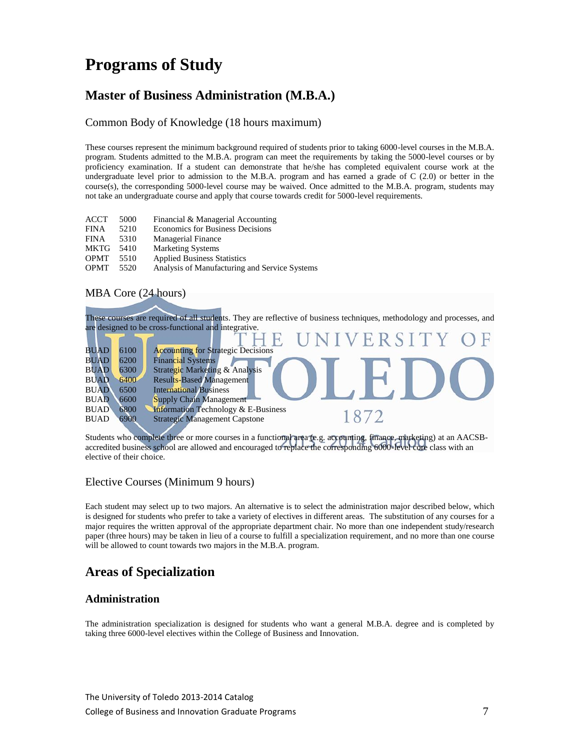# Programs of Study

## Master of Business Administration (M.B.A.)

### Common Body of Knowledge (18 hours maximum)

These courses represent the minimum background required of students prior to taking 6000-level courses in the M.B.A. program. Students admitted to the M.B.A. program can meet the requirements by taking the 5000-level courses or by proficiency examination. If a student can demonstrate that he/she has completed equivalent course work at the undergraduate level prior to admission to the M.B.A. program and has earned a grade of C (2.0) or better in the course(s), the corresponding 5000-level course may be waived. Once admitted to the M.B.A. program, students may not take an undergraduate course and apply that course towards credit for 5000-level requirements.

| | | |
|---|---|---|
| ACCT | 5000 | Financial & Managerial Accounting |
| FINA | 5210 | Economics for Business Decisions |
| FINA | 5310 | Managerial Finance |
| MKTG | 5410 | Marketing Systems |
| OPMT | 5510 | Applied Business Statistics |
| OPMT | 5520 | Analysis of Manufacturing and Service Systems |

### MBA Core (24 hours)

These courses are required of all students. They are reflective of business techniques, methodology and processes, and are designed to be cross-functional and integrative.

| | | |
|---|---|---|
| BUAD | 6100 | Accounting for Strategic Decisions |
| BUAD | 6200 | Financial Systems |
| BUAD | 6300 | Strategic Marketing & Analysis |
| BUAD | 6400 | Results-Based Management |
| BUAD | 6500 | International Business |
| BUAD | 6600 | Supply Chain Management |
| BUAD | 6800 | Information Technology & E-Business |
| BUAD | 6900 | Strategic Management Capstone |

Students who complete three or more courses in a functional area (e.g. accounting, finance, marketing) at an AACSB-accredited business school are allowed and encouraged to replace the corresponding 6000-level core class with an elective of their choice.

### Elective Courses (Minimum 9 hours)

Each student may select up to two majors. An alternative is to select the administration major described below, which is designed for students who prefer to take a variety of electives in different areas. The substitution of any courses for a major requires the written approval of the appropriate department chair. No more than one independent study/research paper (three hours) may be taken in lieu of a course to fulfill a specialization requirement, and no more than one course will be allowed to count towards two majors in the M.B.A. program.

## Areas of Specialization

### Administration

The administration specialization is designed for students who want a general M.B.A. degree and is completed by taking three 6000-level electives within the College of Business and Innovation.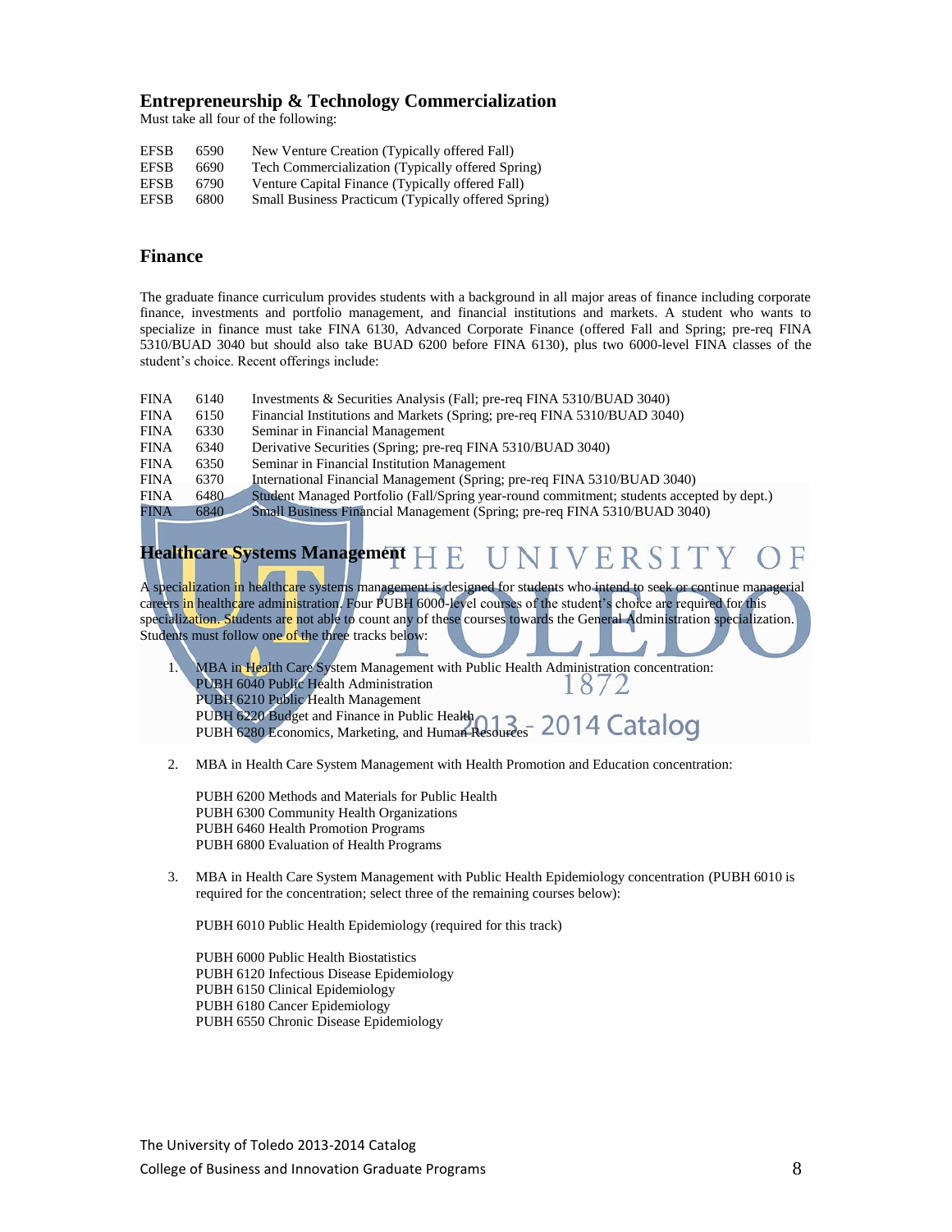## Entrepreneurship & Technology Commercialization

Must take all four of the following:

| | | |
|---|---|---|
| EFSB | 6590 | New Venture Creation (Typically offered Fall) |
| EFSB | 6690 | Tech Commercialization (Typically offered Spring) |
| EFSB | 6790 | Venture Capital Finance (Typically offered Fall) |
| EFSB | 6800 | Small Business Practicum (Typically offered Spring) |

## Finance

The graduate finance curriculum provides students with a background in all major areas of finance including corporate finance, investments and portfolio management, and financial institutions and markets. A student who wants to specialize in finance must take FINA 6130, Advanced Corporate Finance (offered Fall and Spring; pre-req FINA 5310/BUAD 3040 but should also take BUAD 6200 before FINA 6130), plus two 6000-level FINA classes of the student's choice. Recent offerings include:

| | | |
|---|---|---|
| FINA | 6140 | Investments & Securities Analysis (Fall; pre-req FINA 5310/BUAD 3040) |
| FINA | 6150 | Financial Institutions and Markets (Spring; pre-req FINA 5310/BUAD 3040) |
| FINA | 6330 | Seminar in Financial Management |
| FINA | 6340 | Derivative Securities (Spring; pre-req FINA 5310/BUAD 3040) |
| FINA | 6350 | Seminar in Financial Institution Management |
| FINA | 6370 | International Financial Management (Spring; pre-req FINA 5310/BUAD 3040) |
| FINA | 6480 | Student Managed Portfolio (Fall/Spring year-round commitment; students accepted by dept.) |
| FINA | 6840 | Small Business Financial Management (Spring; pre-req FINA 5310/BUAD 3040) |

## Healthcare Systems Management

A specialization in healthcare systems management is designed for students who intend to seek or continue managerial careers in healthcare administration. Four PUBH 6000-level courses of the student's choice are required for this specialization. Students are not able to count any of these courses towards the General Administration specialization. Students must follow one of the three tracks below:

1. MBA in Health Care System Management with Public Health Administration concentration:
   PUBH 6040 Public Health Administration
   PUBH 6210 Public Health Management
   PUBH 6220 Budget and Finance in Public Health
   PUBH 6280 Economics, Marketing, and Human Resources

2. MBA in Health Care System Management with Health Promotion and Education concentration:

   PUBH 6200 Methods and Materials for Public Health
   PUBH 6300 Community Health Organizations
   PUBH 6460 Health Promotion Programs
   PUBH 6800 Evaluation of Health Programs

3. MBA in Health Care System Management with Public Health Epidemiology concentration (PUBH 6010 is required for the concentration; select three of the remaining courses below):

   PUBH 6010 Public Health Epidemiology (required for this track)

   PUBH 6000 Public Health Biostatistics
   PUBH 6120 Infectious Disease Epidemiology
   PUBH 6150 Clinical Epidemiology
   PUBH 6180 Cancer Epidemiology
   PUBH 6550 Chronic Disease Epidemiology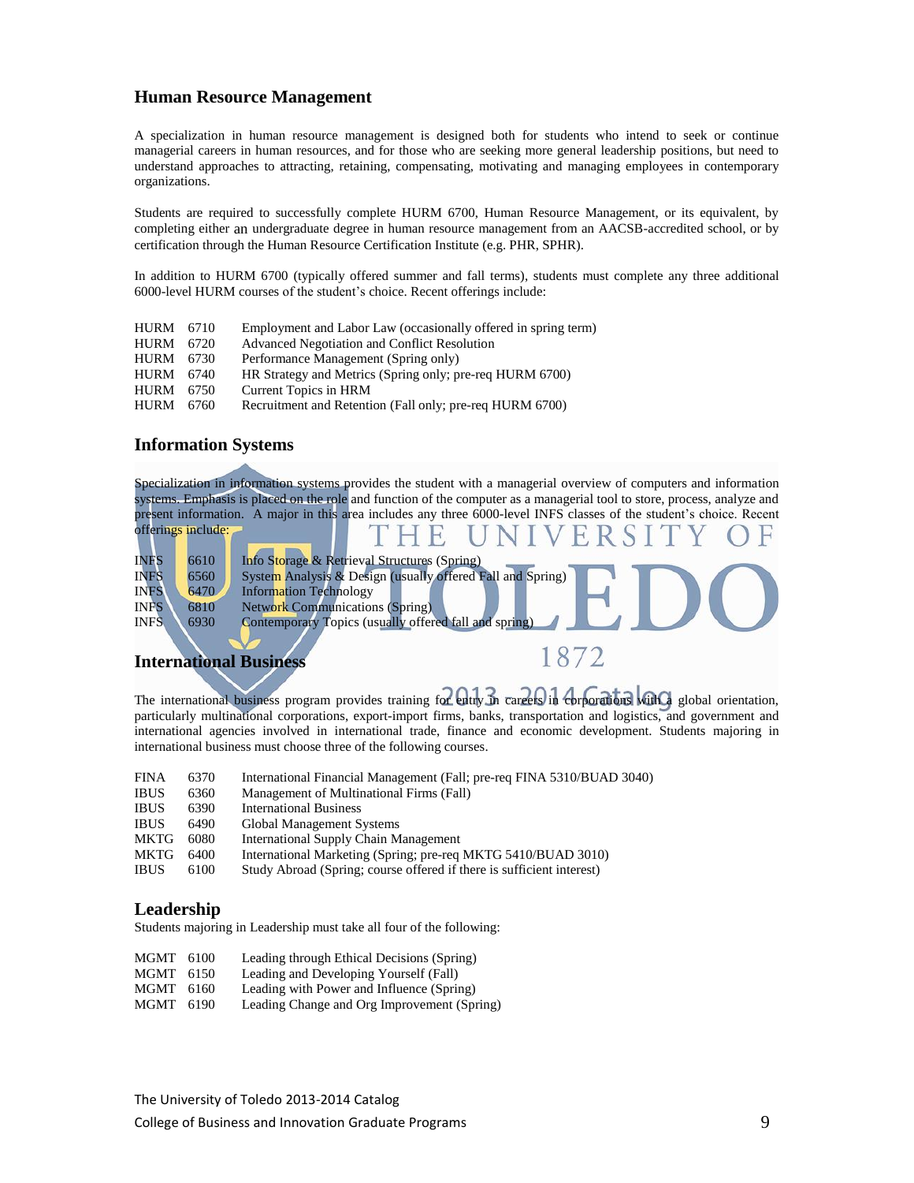## Human Resource Management

A specialization in human resource management is designed both for students who intend to seek or continue managerial careers in human resources, and for those who are seeking more general leadership positions, but need to understand approaches to attracting, retaining, compensating, motivating and managing employees in contemporary organizations.

Students are required to successfully complete HURM 6700, Human Resource Management, or its equivalent, by completing either an undergraduate degree in human resource management from an AACSB-accredited school, or by certification through the Human Resource Certification Institute (e.g. PHR, SPHR).

In addition to HURM 6700 (typically offered summer and fall terms), students must complete any three additional 6000-level HURM courses of the student's choice. Recent offerings include:

| | | |
|---|---|---|
| HURM | 6710 | Employment and Labor Law (occasionally offered in spring term) |
| HURM | 6720 | Advanced Negotiation and Conflict Resolution |
| HURM | 6730 | Performance Management (Spring only) |
| HURM | 6740 | HR Strategy and Metrics (Spring only; pre-req HURM 6700) |
| HURM | 6750 | Current Topics in HRM |
| HURM | 6760 | Recruitment and Retention (Fall only; pre-req HURM 6700) |

## Information Systems

Specialization in information systems provides the student with a managerial overview of computers and information systems. Emphasis is placed on the role and function of the computer as a managerial tool to store, process, analyze and present information. A major in this area includes any three 6000-level INFS classes of the student's choice. Recent offerings include:

| | | |
|---|---|---|
| INFS | 6610 | Info Storage & Retrieval Structures (Spring) |
| INFS | 6560 | System Analysis & Design (usually offered Fall and Spring) |
| INFS | 6470 | Information Technology |
| INFS | 6810 | Network Communications (Spring) |
| INFS | 6930 | Contemporary Topics (usually offered fall and spring) |

## International Business

The international business program provides training for entry in careers in corporations with a global orientation, particularly multinational corporations, export-import firms, banks, transportation and logistics, and government and international agencies involved in international trade, finance and economic development. Students majoring in international business must choose three of the following courses.

| | | |
|---|---|---|
| FINA | 6370 | International Financial Management (Fall; pre-req FINA 5310/BUAD 3040) |
| IBUS | 6360 | Management of Multinational Firms (Fall) |
| IBUS | 6390 | International Business |
| IBUS | 6490 | Global Management Systems |
| MKTG | 6080 | International Supply Chain Management |
| MKTG | 6400 | International Marketing (Spring; pre-req MKTG 5410/BUAD 3010) |
| IBUS | 6100 | Study Abroad (Spring; course offered if there is sufficient interest) |

## Leadership

Students majoring in Leadership must take all four of the following:

| | | |
|---|---|---|
| MGMT | 6100 | Leading through Ethical Decisions (Spring) |
| MGMT | 6150 | Leading and Developing Yourself (Fall) |
| MGMT | 6160 | Leading with Power and Influence (Spring) |
| MGMT | 6190 | Leading Change and Org Improvement (Spring) |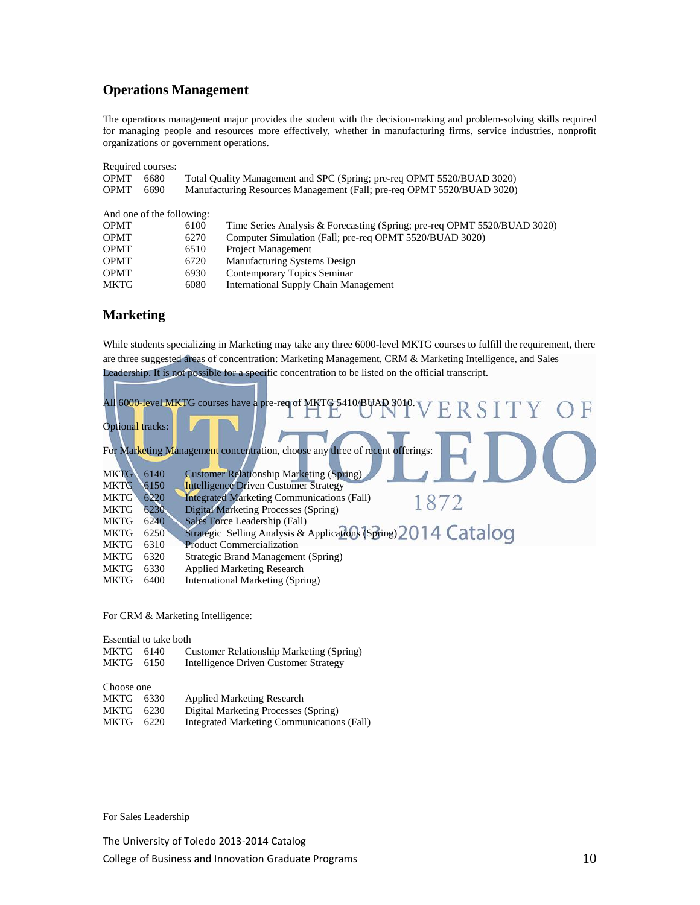## Operations Management

The operations management major provides the student with the decision-making and problem-solving skills required for managing people and resources more effectively, whether in manufacturing firms, service industries, nonprofit organizations or government operations.

Required courses:

| | | |
|---|---|---|
| OPMT | 6680 | Total Quality Management and SPC (Spring; pre-req OPMT 5520/BUAD 3020) |
| OPMT | 6690 | Manufacturing Resources Management (Fall; pre-req OPMT 5520/BUAD 3020) |

And one of the following:

| | | |
|---|---|---|
| OPMT | 6100 | Time Series Analysis & Forecasting (Spring; pre-req OPMT 5520/BUAD 3020) |
| OPMT | 6270 | Computer Simulation (Fall; pre-req OPMT 5520/BUAD 3020) |
| OPMT | 6510 | Project Management |
| OPMT | 6720 | Manufacturing Systems Design |
| OPMT | 6930 | Contemporary Topics Seminar |
| MKTG | 6080 | International Supply Chain Management |

## Marketing

While students specializing in Marketing may take any three 6000-level MKTG courses to fulfill the requirement, there are three suggested areas of concentration: Marketing Management, CRM & Marketing Intelligence, and Sales Leadership. It is not possible for a specific concentration to be listed on the official transcript.

All 6000-level MKTG courses have a pre-req of MKTG 5410/BUAD 3010.

Optional tracks:

For Marketing Management concentration, choose any three of recent offerings:

| | | |
|---|---|---|
| MKTG | 6140 | Customer Relationship Marketing (Spring) |
| MKTG | 6150 | Intelligence Driven Customer Strategy |
| MKTG | 6220 | Integrated Marketing Communications (Fall) |
| MKTG | 6230 | Digital Marketing Processes (Spring) |
| MKTG | 6240 | Sales Force Leadership (Fall) |
| MKTG | 6250 | Strategic Selling Analysis & Applications (Spring) |
| MKTG | 6310 | Product Commercialization |
| MKTG | 6320 | Strategic Brand Management (Spring) |
| MKTG | 6330 | Applied Marketing Research |
| MKTG | 6400 | International Marketing (Spring) |

For CRM & Marketing Intelligence:

Essential to take both

| | | |
|---|---|---|
| MKTG | 6140 | Customer Relationship Marketing (Spring) |
| MKTG | 6150 | Intelligence Driven Customer Strategy |

Choose one

| | | |
|---|---|---|
| MKTG | 6330 | Applied Marketing Research |
| MKTG | 6230 | Digital Marketing Processes (Spring) |
| MKTG | 6220 | Integrated Marketing Communications (Fall) |

For Sales Leadership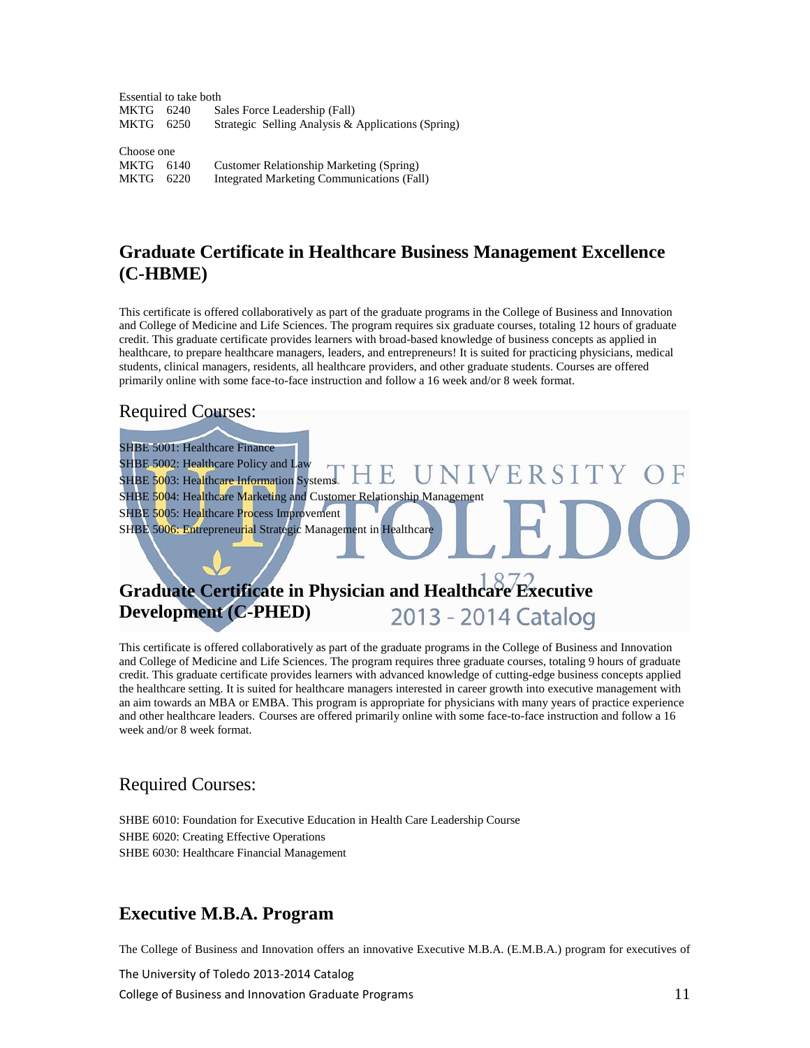Essential to take both

MKTG 6240 Sales Force Leadership (Fall)
MKTG 6250 Strategic Selling Analysis & Applications (Spring)

Choose one

MKTG 6140 Customer Relationship Marketing (Spring)
MKTG 6220 Integrated Marketing Communications (Fall)

## Graduate Certificate in Healthcare Business Management Excellence (C-HBME)

This certificate is offered collaboratively as part of the graduate programs in the College of Business and Innovation and College of Medicine and Life Sciences. The program requires six graduate courses, totaling 12 hours of graduate credit. This graduate certificate provides learners with broad-based knowledge of business concepts as applied in healthcare, to prepare healthcare managers, leaders, and entrepreneurs! It is suited for practicing physicians, medical students, clinical managers, residents, all healthcare providers, and other graduate students. Courses are offered primarily online with some face-to-face instruction and follow a 16 week and/or 8 week format.

### Required Courses:

SHBE 5001: Healthcare Finance
SHBE 5002: Healthcare Policy and Law
SHBE 5003: Healthcare Information Systems
SHBE 5004: Healthcare Marketing and Customer Relationship Management
SHBE 5005: Healthcare Process Improvement
SHBE 5006: Entrepreneurial Strategic Management in Healthcare

## Graduate Certificate in Physician and Healthcare Executive Development (C-PHED)

This certificate is offered collaboratively as part of the graduate programs in the College of Business and Innovation and College of Medicine and Life Sciences. The program requires three graduate courses, totaling 9 hours of graduate credit. This graduate certificate provides learners with advanced knowledge of cutting-edge business concepts applied the healthcare setting. It is suited for healthcare managers interested in career growth into executive management with an aim towards an MBA or EMBA. This program is appropriate for physicians with many years of practice experience and other healthcare leaders. Courses are offered primarily online with some face-to-face instruction and follow a 16 week and/or 8 week format.

### Required Courses:

SHBE 6010: Foundation for Executive Education in Health Care Leadership Course
SHBE 6020: Creating Effective Operations
SHBE 6030: Healthcare Financial Management

## Executive M.B.A. Program

The College of Business and Innovation offers an innovative Executive M.B.A. (E.M.B.A.) program for executives of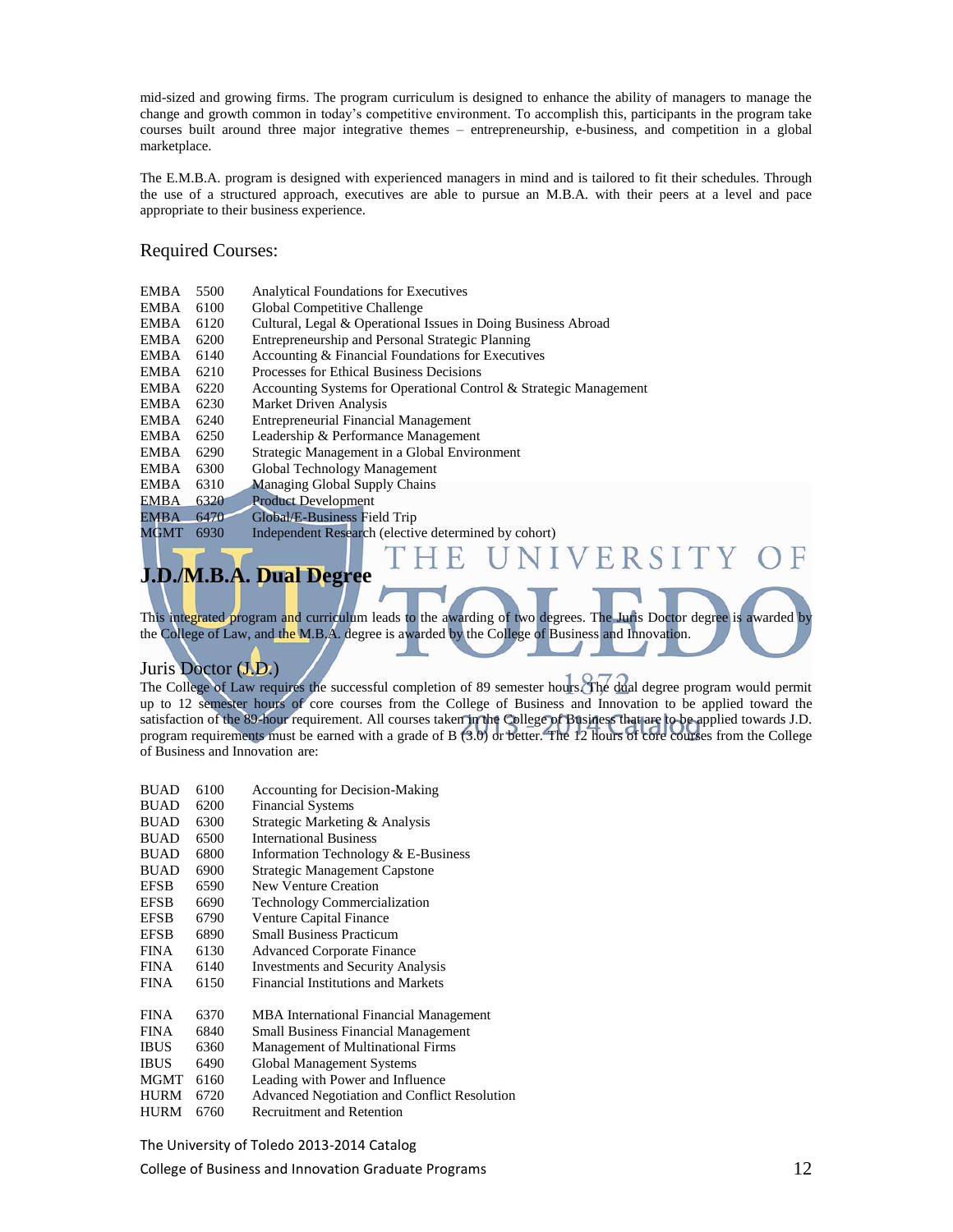mid-sized and growing firms. The program curriculum is designed to enhance the ability of managers to manage the change and growth common in today's competitive environment. To accomplish this, participants in the program take courses built around three major integrative themes – entrepreneurship, e-business, and competition in a global marketplace.

The E.M.B.A. program is designed with experienced managers in mind and is tailored to fit their schedules. Through the use of a structured approach, executives are able to pursue an M.B.A. with their peers at a level and pace appropriate to their business experience.

### Required Courses:

| | | |
|---|---|---|
| EMBA | 5500 | Analytical Foundations for Executives |
| EMBA | 6100 | Global Competitive Challenge |
| EMBA | 6120 | Cultural, Legal & Operational Issues in Doing Business Abroad |
| EMBA | 6200 | Entrepreneurship and Personal Strategic Planning |
| EMBA | 6140 | Accounting & Financial Foundations for Executives |
| EMBA | 6210 | Processes for Ethical Business Decisions |
| EMBA | 6220 | Accounting Systems for Operational Control & Strategic Management |
| EMBA | 6230 | Market Driven Analysis |
| EMBA | 6240 | Entrepreneurial Financial Management |
| EMBA | 6250 | Leadership & Performance Management |
| EMBA | 6290 | Strategic Management in a Global Environment |
| EMBA | 6300 | Global Technology Management |
| EMBA | 6310 | Managing Global Supply Chains |
| EMBA | 6320 | Product Development |
| EMBA | 6470 | Global/E-Business Field Trip |
| MGMT | 6930 | Independent Research (elective determined by cohort) |

## J.D./M.B.A. Dual Degree

This integrated program and curriculum leads to the awarding of two degrees. The Juris Doctor degree is awarded by the College of Law, and the M.B.A. degree is awarded by the College of Business and Innovation.

### Juris Doctor (J.D.)

The College of Law requires the successful completion of 89 semester hours. The dual degree program would permit up to 12 semester hours of core courses from the College of Business and Innovation to be applied toward the satisfaction of the 89-hour requirement. All courses taken in the College of Business that are to be applied towards J.D. program requirements must be earned with a grade of B (3.0) or better. The 12 hours of core courses from the College of Business and Innovation are:

| | | |
|---|---|---|
| BUAD | 6100 | Accounting for Decision-Making |
| BUAD | 6200 | Financial Systems |
| BUAD | 6300 | Strategic Marketing & Analysis |
| BUAD | 6500 | International Business |
| BUAD | 6800 | Information Technology & E-Business |
| BUAD | 6900 | Strategic Management Capstone |
| EFSB | 6590 | New Venture Creation |
| EFSB | 6690 | Technology Commercialization |
| EFSB | 6790 | Venture Capital Finance |
| EFSB | 6890 | Small Business Practicum |
| FINA | 6130 | Advanced Corporate Finance |
| FINA | 6140 | Investments and Security Analysis |
| FINA | 6150 | Financial Institutions and Markets |
| FINA | 6370 | MBA International Financial Management |
| FINA | 6840 | Small Business Financial Management |
| IBUS | 6360 | Management of Multinational Firms |
| IBUS | 6490 | Global Management Systems |
| MGMT | 6160 | Leading with Power and Influence |
| HURM | 6720 | Advanced Negotiation and Conflict Resolution |
| HURM | 6760 | Recruitment and Retention |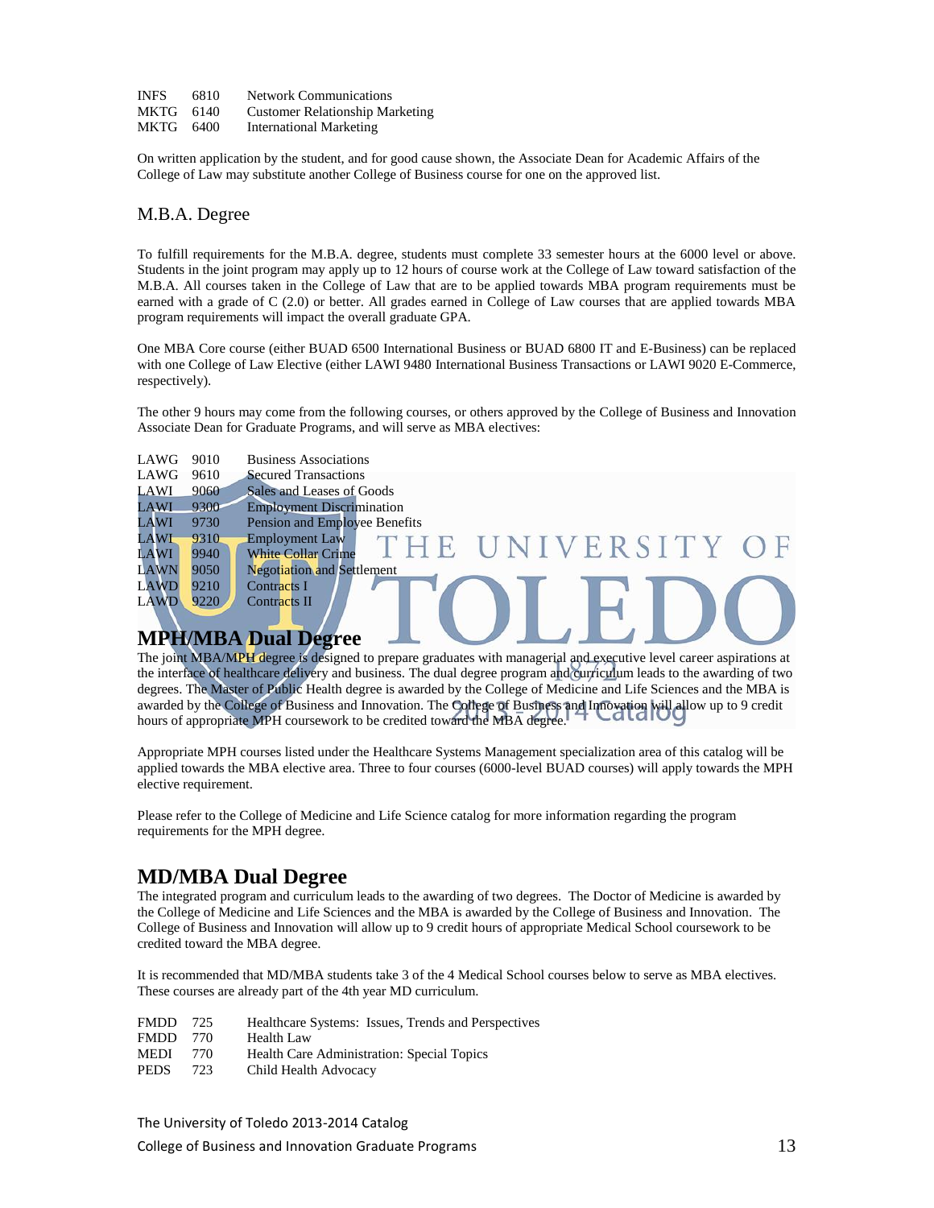| | | |
|---|---|---|
| INFS | 6810 | Network Communications |
| MKTG | 6140 | Customer Relationship Marketing |
| MKTG | 6400 | International Marketing |

On written application by the student, and for good cause shown, the Associate Dean for Academic Affairs of the College of Law may substitute another College of Business course for one on the approved list.

### M.B.A. Degree

To fulfill requirements for the M.B.A. degree, students must complete 33 semester hours at the 6000 level or above. Students in the joint program may apply up to 12 hours of course work at the College of Law toward satisfaction of the M.B.A. All courses taken in the College of Law that are to be applied towards MBA program requirements must be earned with a grade of C (2.0) or better. All grades earned in College of Law courses that are applied towards MBA program requirements will impact the overall graduate GPA.

One MBA Core course (either BUAD 6500 International Business or BUAD 6800 IT and E-Business) can be replaced with one College of Law Elective (either LAWI 9480 International Business Transactions or LAWI 9020 E-Commerce, respectively).

The other 9 hours may come from the following courses, or others approved by the College of Business and Innovation Associate Dean for Graduate Programs, and will serve as MBA electives:

| | | |
|---|---|---|
| LAWG | 9010 | Business Associations |
| LAWG | 9610 | Secured Transactions |
| LAWI | 9060 | Sales and Leases of Goods |
| LAWI | 9300 | Employment Discrimination |
| LAWI | 9730 | Pension and Employee Benefits |
| LAWI | 9310 | Employment Law |
| LAWI | 9940 | White Collar Crime |
| LAWN | 9050 | Negotiation and Settlement |
| LAWD | 9210 | Contracts I |
| LAWD | 9220 | Contracts II |

## MPH/MBA Dual Degree

The joint MBA/MPH degree is designed to prepare graduates with managerial and executive level career aspirations at the interface of healthcare delivery and business. The dual degree program and curriculum leads to the awarding of two degrees. The Master of Public Health degree is awarded by the College of Medicine and Life Sciences and the MBA is awarded by the College of Business and Innovation. The College of Business and Innovation will allow up to 9 credit hours of appropriate MPH coursework to be credited toward the MBA degree.

Appropriate MPH courses listed under the Healthcare Systems Management specialization area of this catalog will be applied towards the MBA elective area. Three to four courses (6000-level BUAD courses) will apply towards the MPH elective requirement.

Please refer to the College of Medicine and Life Science catalog for more information regarding the program requirements for the MPH degree.

## MD/MBA Dual Degree

The integrated program and curriculum leads to the awarding of two degrees. The Doctor of Medicine is awarded by the College of Medicine and Life Sciences and the MBA is awarded by the College of Business and Innovation. The College of Business and Innovation will allow up to 9 credit hours of appropriate Medical School coursework to be credited toward the MBA degree.

It is recommended that MD/MBA students take 3 of the 4 Medical School courses below to serve as MBA electives. These courses are already part of the 4th year MD curriculum.

| | | |
|---|---|---|
| FMDD | 725 | Healthcare Systems: Issues, Trends and Perspectives |
| FMDD | 770 | Health Law |
| MEDI | 770 | Health Care Administration: Special Topics |
| PEDS | 723 | Child Health Advocacy |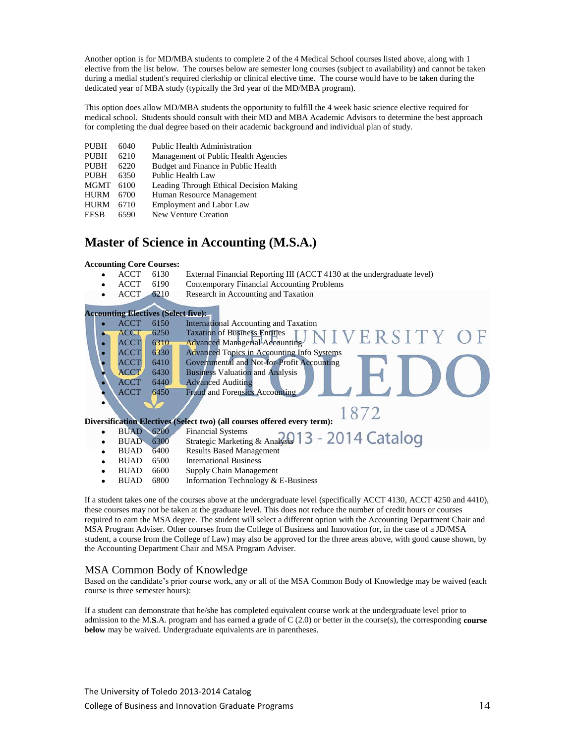Another option is for MD/MBA students to complete 2 of the 4 Medical School courses listed above, along with 1 elective from the list below. The courses below are semester long courses (subject to availability) and cannot be taken during a medial student's required clerkship or clinical elective time. The course would have to be taken during the dedicated year of MBA study (typically the 3rd year of the MD/MBA program).

This option does allow MD/MBA students the opportunity to fulfill the 4 week basic science elective required for medical school. Students should consult with their MD and MBA Academic Advisors to determine the best approach for completing the dual degree based on their academic background and individual plan of study.

| | | |
|---|---|---|
| PUBH | 6040 | Public Health Administration |
| PUBH | 6210 | Management of Public Health Agencies |
| PUBH | 6220 | Budget and Finance in Public Health |
| PUBH | 6350 | Public Health Law |
| MGMT | 6100 | Leading Through Ethical Decision Making |
| HURM | 6700 | Human Resource Management |
| HURM | 6710 | Employment and Labor Law |
| EFSB | 6590 | New Venture Creation |

## Master of Science in Accounting (M.S.A.)

**Accounting Core Courses:**

- ACCT 6130 External Financial Reporting III (ACCT 4130 at the undergraduate level)
- ACCT 6190 Contemporary Financial Accounting Problems
- ACCT 6210 Research in Accounting and Taxation

**Accounting Electives (Select five):**

- ACCT 6150 International Accounting and Taxation
- ACCT 6250 Taxation of Business Entities
- ACCT 6310 Advanced Managerial Accounting
- ACCT 6330 Advanced Topics in Accounting Info Systems
- ACCT 6410 Governmental and Not-for-Profit Accounting
- ACCT 6430 Business Valuation and Analysis
- ACCT 6440 Advanced Auditing
- ACCT 6450 Fraud and Forensics Accounting
- 

**Diversification Electives (Select two) (all courses offered every term):**

- BUAD 6200 Financial Systems
- BUAD 6300 Strategic Marketing & Analysis
- BUAD 6400 Results Based Management
- BUAD 6500 International Business
- BUAD 6600 Supply Chain Management
- BUAD 6800 Information Technology & E-Business

If a student takes one of the courses above at the undergraduate level (specifically ACCT 4130, ACCT 4250 and 4410), these courses may not be taken at the graduate level. This does not reduce the number of credit hours or courses required to earn the MSA degree. The student will select a different option with the Accounting Department Chair and MSA Program Adviser. Other courses from the College of Business and Innovation (or, in the case of a JD/MSA student, a course from the College of Law) may also be approved for the three areas above, with good cause shown, by the Accounting Department Chair and MSA Program Adviser.

### MSA Common Body of Knowledge

Based on the candidate's prior course work, any or all of the MSA Common Body of Knowledge may be waived (each course is three semester hours):

If a student can demonstrate that he/she has completed equivalent course work at the undergraduate level prior to admission to the M.S.A. program and has earned a grade of C (2.0) or better in the course(s), the corresponding **course below** may be waived. Undergraduate equivalents are in parentheses.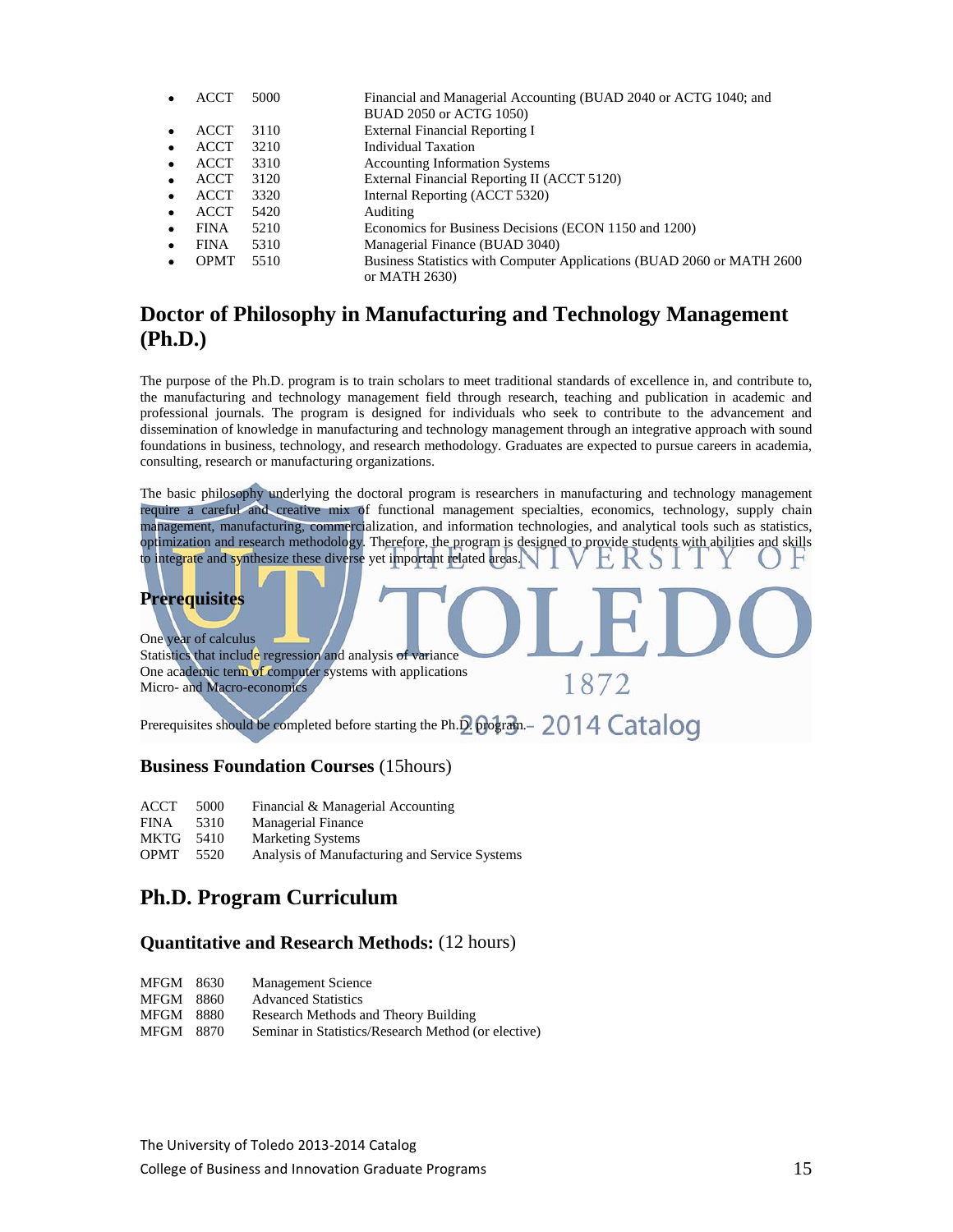- ACCT 5000 Financial and Managerial Accounting (BUAD 2040 or ACTG 1040; and BUAD 2050 or ACTG 1050)
- ACCT 3110 External Financial Reporting I
- ACCT 3210 Individual Taxation
- ACCT 3310 Accounting Information Systems
- ACCT 3120 External Financial Reporting II (ACCT 5120)
- ACCT 3320 Internal Reporting (ACCT 5320)
- ACCT 5420 Auditing
- FINA 5210 Economics for Business Decisions (ECON 1150 and 1200)
- FINA 5310 Managerial Finance (BUAD 3040)
- OPMT 5510 Business Statistics with Computer Applications (BUAD 2060 or MATH 2600 or MATH 2630)

## Doctor of Philosophy in Manufacturing and Technology Management (Ph.D.)

The purpose of the Ph.D. program is to train scholars to meet traditional standards of excellence in, and contribute to, the manufacturing and technology management field through research, teaching and publication in academic and professional journals. The program is designed for individuals who seek to contribute to the advancement and dissemination of knowledge in manufacturing and technology management through an integrative approach with sound foundations in business, technology, and research methodology. Graduates are expected to pursue careers in academia, consulting, research or manufacturing organizations.

The basic philosophy underlying the doctoral program is researchers in manufacturing and technology management require a careful and creative mix of functional management specialties, economics, technology, supply chain management, manufacturing, commercialization, and information technologies, and analytical tools such as statistics, optimization and research methodology. Therefore, the program is designed to provide students with abilities and skills to integrate and synthesize these diverse yet important related areas.

### Prerequisites

One year of calculus
Statistics that include regression and analysis of variance
One academic term of computer systems with applications
Micro- and Macro-economics

Prerequisites should be completed before starting the Ph.D. program.

### Business Foundation Courses (15hours)

ACCT 5000 Financial & Managerial Accounting
FINA 5310 Managerial Finance
MKTG 5410 Marketing Systems
OPMT 5520 Analysis of Manufacturing and Service Systems

## Ph.D. Program Curriculum

### Quantitative and Research Methods: (12 hours)

MFGM 8630 Management Science
MFGM 8860 Advanced Statistics
MFGM 8880 Research Methods and Theory Building
MFGM 8870 Seminar in Statistics/Research Method (or elective)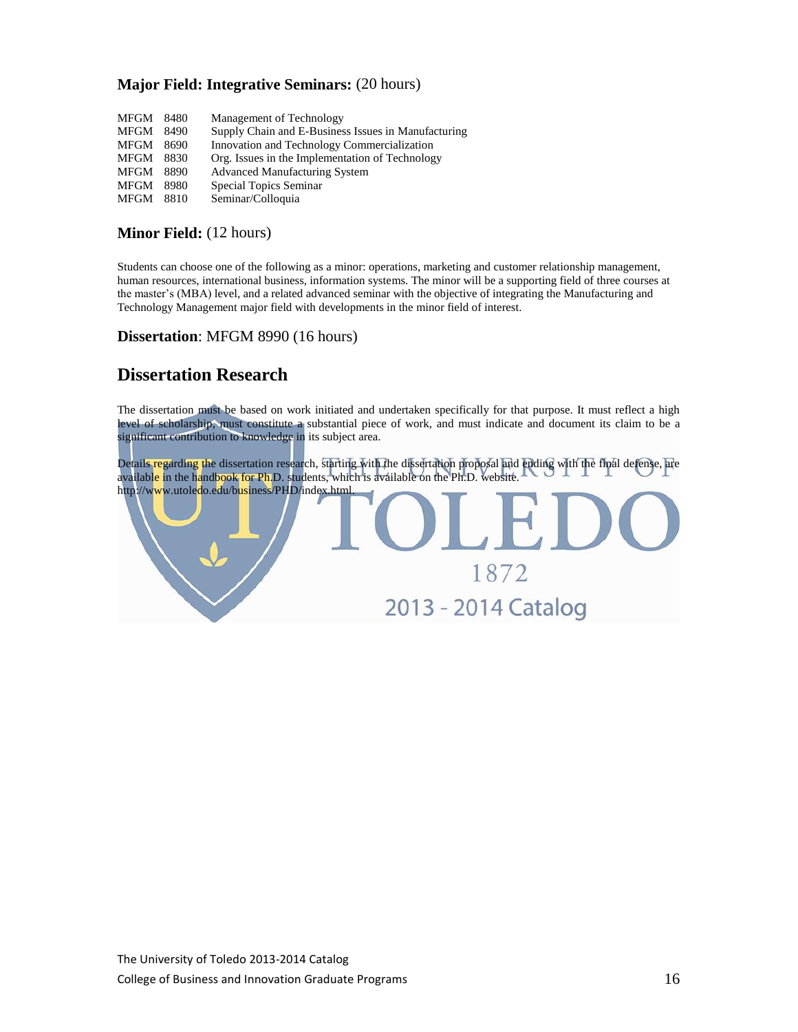## Major Field: Integrative Seminars: (20 hours)

| | | |
|---|---|---|
| MFGM | 8480 | Management of Technology |
| MFGM | 8490 | Supply Chain and E-Business Issues in Manufacturing |
| MFGM | 8690 | Innovation and Technology Commercialization |
| MFGM | 8830 | Org. Issues in the Implementation of Technology |
| MFGM | 8890 | Advanced Manufacturing System |
| MFGM | 8980 | Special Topics Seminar |
| MFGM | 8810 | Seminar/Colloquia |

## Minor Field: (12 hours)

Students can choose one of the following as a minor: operations, marketing and customer relationship management, human resources, international business, information systems. The minor will be a supporting field of three courses at the master's (MBA) level, and a related advanced seminar with the objective of integrating the Manufacturing and Technology Management major field with developments in the minor field of interest.

## Dissertation: MFGM 8990 (16 hours)

# Dissertation Research

The dissertation must be based on work initiated and undertaken specifically for that purpose. It must reflect a high level of scholarship, must constitute a substantial piece of work, and must indicate and document its claim to be a significant contribution to knowledge in its subject area.

Details regarding the dissertation research, starting with the dissertation proposal and ending with the final defense, are available in the handbook for Ph.D. students, which is available on the Ph.D. website. http://www.utoledo.edu/business/PHD/index.html.